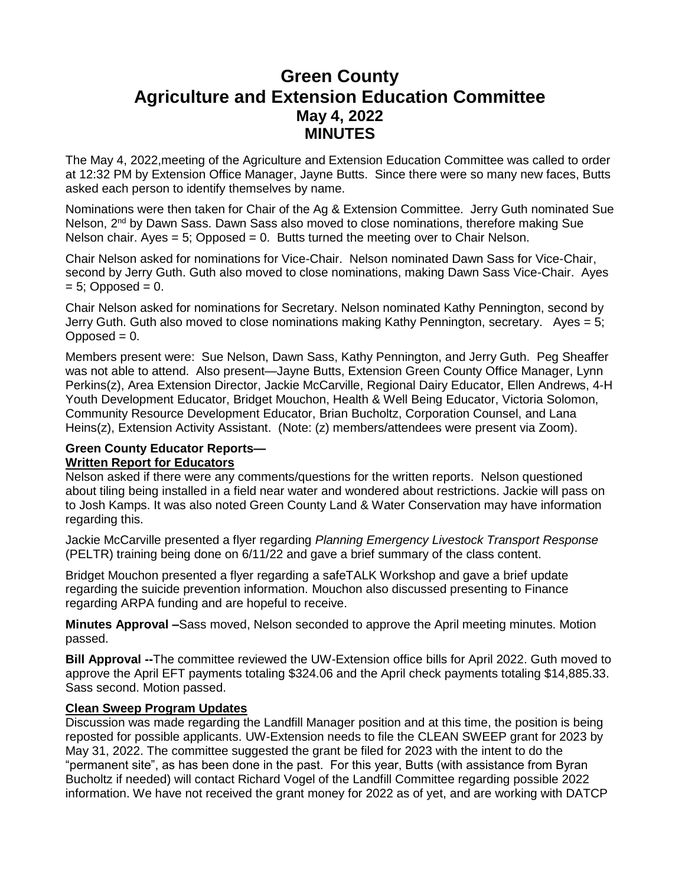# Green County
# Agriculture and Extension Education Committee
## May 4, 2022
## MINUTES

The May 4, 2022,meeting of the Agriculture and Extension Education Committee was called to order at 12:32 PM by Extension Office Manager, Jayne Butts. Since there were so many new faces, Butts asked each person to identify themselves by name.

Nominations were then taken for Chair of the Ag & Extension Committee. Jerry Guth nominated Sue Nelson, 2nd by Dawn Sass. Dawn Sass also moved to close nominations, therefore making Sue Nelson chair. Ayes = 5; Opposed = 0. Butts turned the meeting over to Chair Nelson.

Chair Nelson asked for nominations for Vice-Chair. Nelson nominated Dawn Sass for Vice-Chair, second by Jerry Guth. Guth also moved to close nominations, making Dawn Sass Vice-Chair. Ayes = 5; Opposed = 0.

Chair Nelson asked for nominations for Secretary. Nelson nominated Kathy Pennington, second by Jerry Guth. Guth also moved to close nominations making Kathy Pennington, secretary. Ayes = 5; Opposed = 0.

Members present were: Sue Nelson, Dawn Sass, Kathy Pennington, and Jerry Guth. Peg Sheaffer was not able to attend. Also present—Jayne Butts, Extension Green County Office Manager, Lynn Perkins(z), Area Extension Director, Jackie McCarville, Regional Dairy Educator, Ellen Andrews, 4-H Youth Development Educator, Bridget Mouchon, Health & Well Being Educator, Victoria Solomon, Community Resource Development Educator, Brian Bucholtz, Corporation Counsel, and Lana Heins(z), Extension Activity Assistant. (Note: (z) members/attendees were present via Zoom).

**Green County Educator Reports—**
**Written Report for Educators**

Nelson asked if there were any comments/questions for the written reports. Nelson questioned about tiling being installed in a field near water and wondered about restrictions. Jackie will pass on to Josh Kamps. It was also noted Green County Land & Water Conservation may have information regarding this.

Jackie McCarville presented a flyer regarding *Planning Emergency Livestock Transport Response* (PELTR) training being done on 6/11/22 and gave a brief summary of the class content.

Bridget Mouchon presented a flyer regarding a safeTALK Workshop and gave a brief update regarding the suicide prevention information. Mouchon also discussed presenting to Finance regarding ARPA funding and are hopeful to receive.

**Minutes Approval –**Sass moved, Nelson seconded to approve the April meeting minutes. Motion passed.

**Bill Approval --**The committee reviewed the UW-Extension office bills for April 2022. Guth moved to approve the April EFT payments totaling $324.06 and the April check payments totaling $14,885.33. Sass second. Motion passed.

**Clean Sweep Program Updates**

Discussion was made regarding the Landfill Manager position and at this time, the position is being reposted for possible applicants. UW-Extension needs to file the CLEAN SWEEP grant for 2023 by May 31, 2022. The committee suggested the grant be filed for 2023 with the intent to do the "permanent site", as has been done in the past. For this year, Butts (with assistance from Byran Bucholtz if needed) will contact Richard Vogel of the Landfill Committee regarding possible 2022 information. We have not received the grant money for 2022 as of yet, and are working with DATCP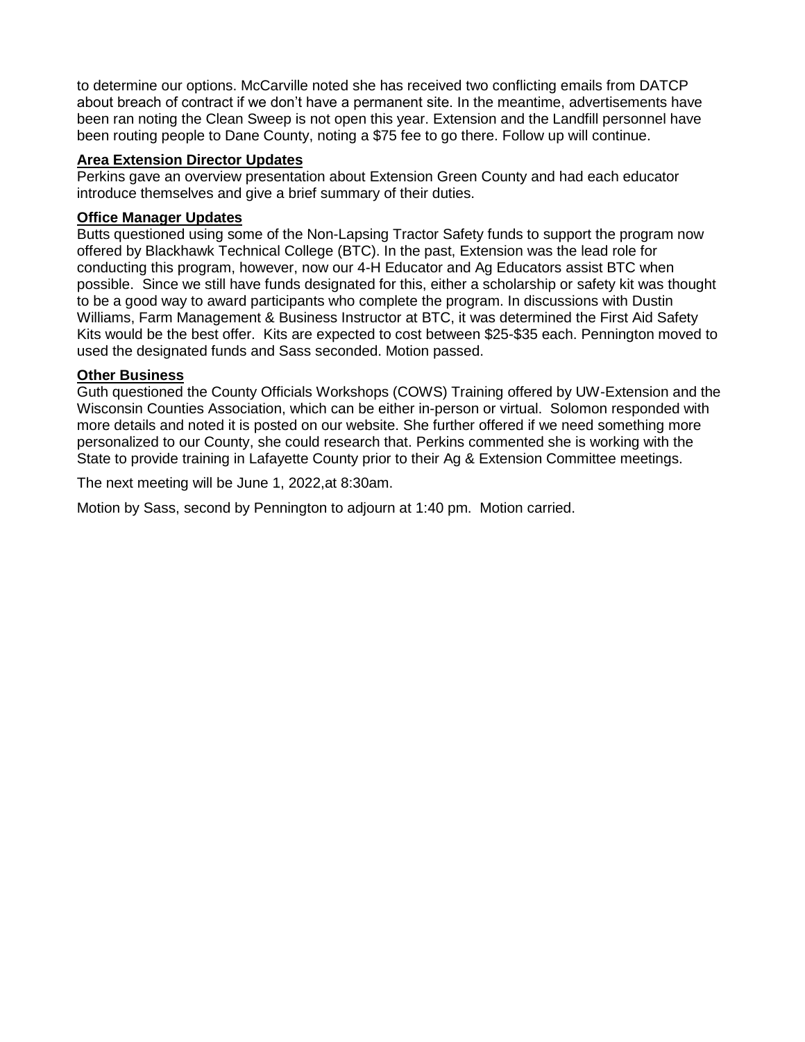to determine our options. McCarville noted she has received two conflicting emails from DATCP about breach of contract if we don't have a permanent site. In the meantime, advertisements have been ran noting the Clean Sweep is not open this year. Extension and the Landfill personnel have been routing people to Dane County, noting a $75 fee to go there. Follow up will continue.

**Area Extension Director Updates**

Perkins gave an overview presentation about Extension Green County and had each educator introduce themselves and give a brief summary of their duties.

**Office Manager Updates**

Butts questioned using some of the Non-Lapsing Tractor Safety funds to support the program now offered by Blackhawk Technical College (BTC). In the past, Extension was the lead role for conducting this program, however, now our 4-H Educator and Ag Educators assist BTC when possible. Since we still have funds designated for this, either a scholarship or safety kit was thought to be a good way to award participants who complete the program. In discussions with Dustin Williams, Farm Management & Business Instructor at BTC, it was determined the First Aid Safety Kits would be the best offer. Kits are expected to cost between $25-$35 each. Pennington moved to used the designated funds and Sass seconded. Motion passed.

**Other Business**

Guth questioned the County Officials Workshops (COWS) Training offered by UW-Extension and the Wisconsin Counties Association, which can be either in-person or virtual. Solomon responded with more details and noted it is posted on our website. She further offered if we need something more personalized to our County, she could research that. Perkins commented she is working with the State to provide training in Lafayette County prior to their Ag & Extension Committee meetings.

The next meeting will be June 1, 2022,at 8:30am.

Motion by Sass, second by Pennington to adjourn at 1:40 pm. Motion carried.